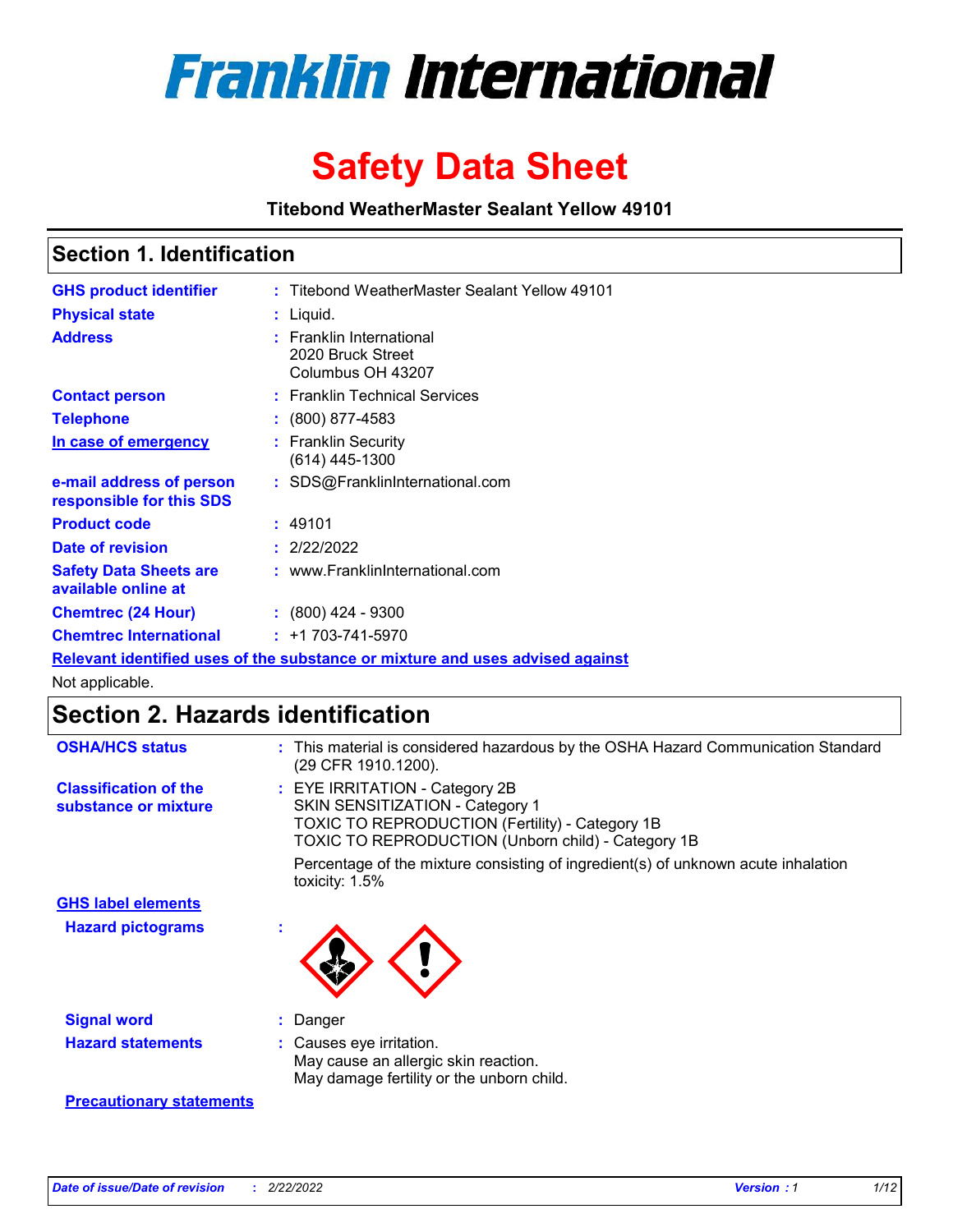# Franklin International

# Safety Data Sheet

**Titebond WeatherMaster Sealant Yellow 49101**

## Section 1. Identification

| | |
|---|---|
| **GHS product identifier** | : Titebond WeatherMaster Sealant Yellow 49101 |
| **Physical state** | : Liquid. |
| **Address** | : Franklin International<br>2020 Bruck Street<br>Columbus OH 43207 |
| **Contact person** | : Franklin Technical Services |
| **Telephone** | : (800) 877-4583 |
| **In case of emergency** | : Franklin Security<br>(614) 445-1300 |
| **e-mail address of person responsible for this SDS** | : SDS@FranklinInternational.com |
| **Product code** | : 49101 |
| **Date of revision** | : 2/22/2022 |
| **Safety Data Sheets are available online at** | : www.FranklinInternational.com |
| **Chemtrec (24 Hour)** | : (800) 424 - 9300 |
| **Chemtrec International** | : +1 703-741-5970 |

**Relevant identified uses of the substance or mixture and uses advised against**

Not applicable.

## Section 2. Hazards identification

**OSHA/HCS status** : This material is considered hazardous by the OSHA Hazard Communication Standard (29 CFR 1910.1200).

**Classification of the substance or mixture** : EYE IRRITATION - Category 2B
SKIN SENSITIZATION - Category 1
TOXIC TO REPRODUCTION (Fertility) - Category 1B
TOXIC TO REPRODUCTION (Unborn child) - Category 1B

Percentage of the mixture consisting of ingredient(s) of unknown acute inhalation toxicity: 1.5%

**GHS label elements**

**Hazard pictograms** :

**Signal word** : Danger

**Hazard statements** : Causes eye irritation.
May cause an allergic skin reaction.
May damage fertility or the unborn child.

**Precautionary statements**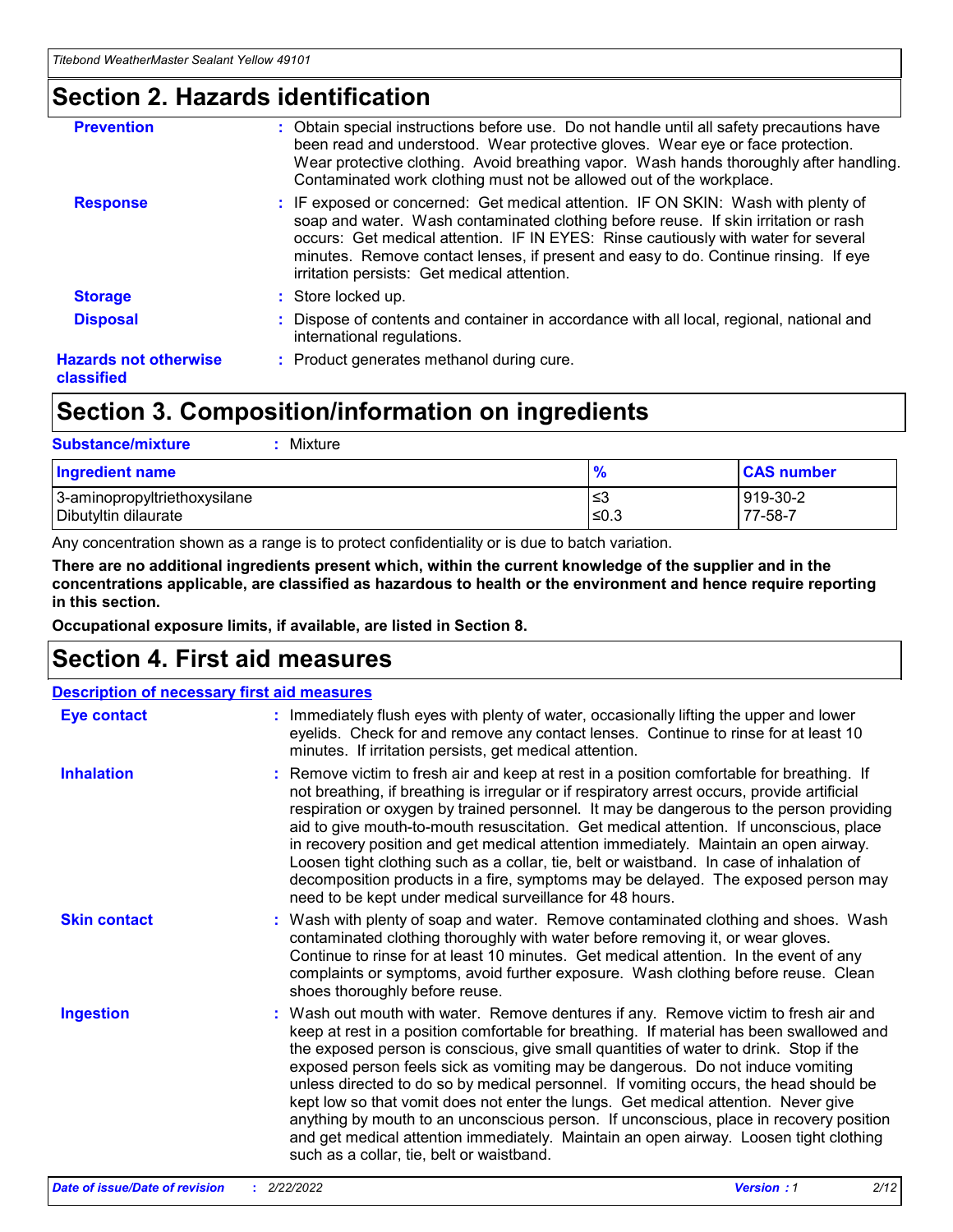# Section 2. Hazards identification

**Prevention** : Obtain special instructions before use. Do not handle until all safety precautions have been read and understood. Wear protective gloves. Wear eye or face protection. Wear protective clothing. Avoid breathing vapor. Wash hands thoroughly after handling. Contaminated work clothing must not be allowed out of the workplace.

**Response** : IF exposed or concerned: Get medical attention. IF ON SKIN: Wash with plenty of soap and water. Wash contaminated clothing before reuse. If skin irritation or rash occurs: Get medical attention. IF IN EYES: Rinse cautiously with water for several minutes. Remove contact lenses, if present and easy to do. Continue rinsing. If eye irritation persists: Get medical attention.

**Storage** : Store locked up.

**Disposal** : Dispose of contents and container in accordance with all local, regional, national and international regulations.

**Hazards not otherwise classified** : Product generates methanol during cure.

# Section 3. Composition/information on ingredients

**Substance/mixture** : Mixture

| Ingredient name | % | CAS number |
|---|---|---|
| 3-aminopropyltriethoxysilane | ≤3 | 919-30-2 |
| Dibutyltin dilaurate | ≤0.3 | 77-58-7 |

Any concentration shown as a range is to protect confidentiality or is due to batch variation.

**There are no additional ingredients present which, within the current knowledge of the supplier and in the concentrations applicable, are classified as hazardous to health or the environment and hence require reporting in this section.**

**Occupational exposure limits, if available, are listed in Section 8.**

# Section 4. First aid measures

## Description of necessary first aid measures

**Eye contact** : Immediately flush eyes with plenty of water, occasionally lifting the upper and lower eyelids. Check for and remove any contact lenses. Continue to rinse for at least 10 minutes. If irritation persists, get medical attention.

**Inhalation** : Remove victim to fresh air and keep at rest in a position comfortable for breathing. If not breathing, if breathing is irregular or if respiratory arrest occurs, provide artificial respiration or oxygen by trained personnel. It may be dangerous to the person providing aid to give mouth-to-mouth resuscitation. Get medical attention. If unconscious, place in recovery position and get medical attention immediately. Maintain an open airway. Loosen tight clothing such as a collar, tie, belt or waistband. In case of inhalation of decomposition products in a fire, symptoms may be delayed. The exposed person may need to be kept under medical surveillance for 48 hours.

**Skin contact** : Wash with plenty of soap and water. Remove contaminated clothing and shoes. Wash contaminated clothing thoroughly with water before removing it, or wear gloves. Continue to rinse for at least 10 minutes. Get medical attention. In the event of any complaints or symptoms, avoid further exposure. Wash clothing before reuse. Clean shoes thoroughly before reuse.

**Ingestion** : Wash out mouth with water. Remove dentures if any. Remove victim to fresh air and keep at rest in a position comfortable for breathing. If material has been swallowed and the exposed person is conscious, give small quantities of water to drink. Stop if the exposed person feels sick as vomiting may be dangerous. Do not induce vomiting unless directed to do so by medical personnel. If vomiting occurs, the head should be kept low so that vomit does not enter the lungs. Get medical attention. Never give anything by mouth to an unconscious person. If unconscious, place in recovery position and get medical attention immediately. Maintain an open airway. Loosen tight clothing such as a collar, tie, belt or waistband.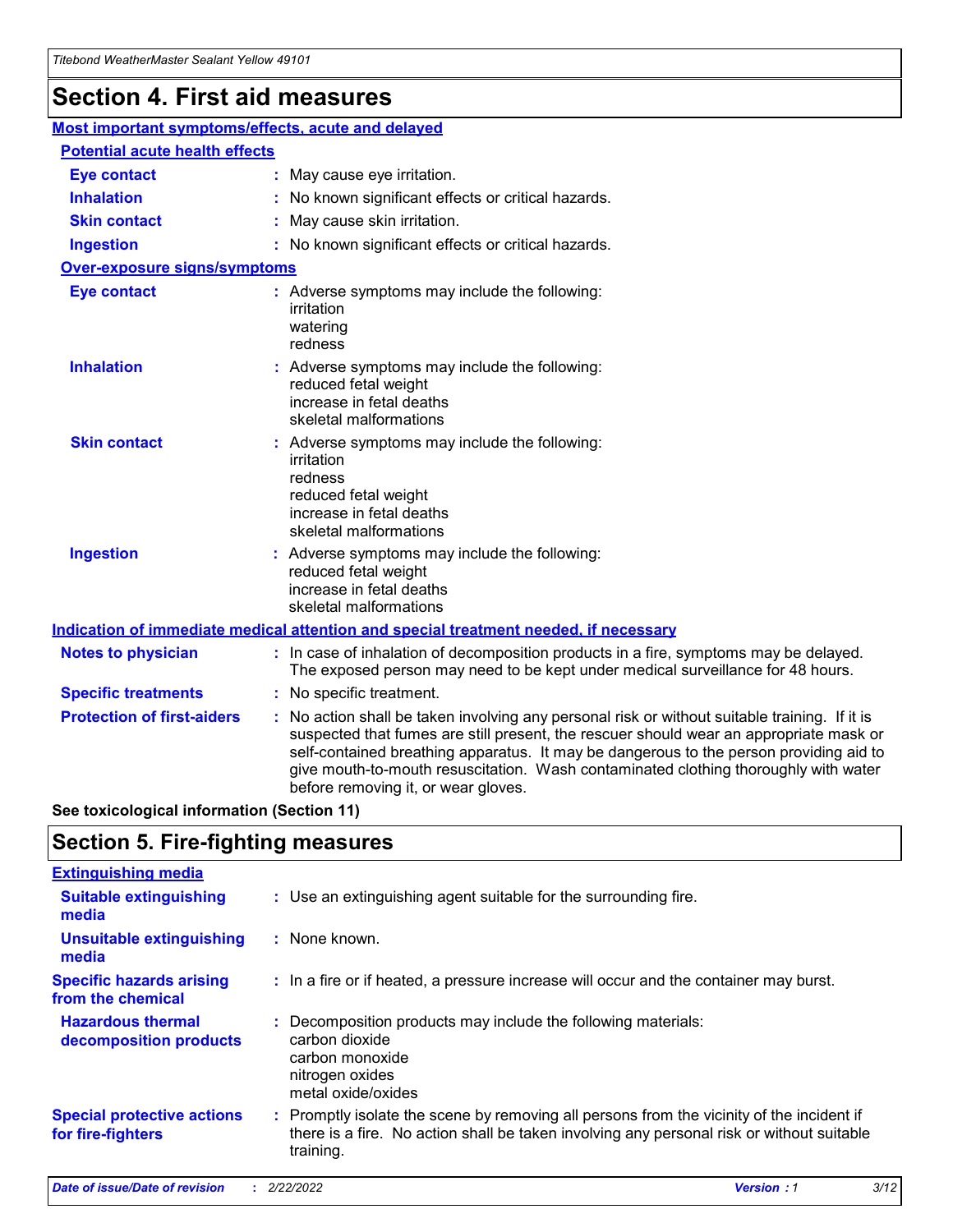# Section 4. First aid measures

### Most important symptoms/effects, acute and delayed

**Potential acute health effects**

| | |
|---|---|
| **Eye contact** | : May cause eye irritation. |
| **Inhalation** | : No known significant effects or critical hazards. |
| **Skin contact** | : May cause skin irritation. |
| **Ingestion** | : No known significant effects or critical hazards. |

**Over-exposure signs/symptoms**

| | |
|---|---|
| **Eye contact** | : Adverse symptoms may include the following:<br>irritation<br>watering<br>redness |
| **Inhalation** | : Adverse symptoms may include the following:<br>reduced fetal weight<br>increase in fetal deaths<br>skeletal malformations |
| **Skin contact** | : Adverse symptoms may include the following:<br>irritation<br>redness<br>reduced fetal weight<br>increase in fetal deaths<br>skeletal malformations |
| **Ingestion** | : Adverse symptoms may include the following:<br>reduced fetal weight<br>increase in fetal deaths<br>skeletal malformations |

### Indication of immediate medical attention and special treatment needed, if necessary

| | |
|---|---|
| **Notes to physician** | : In case of inhalation of decomposition products in a fire, symptoms may be delayed. The exposed person may need to be kept under medical surveillance for 48 hours. |
| **Specific treatments** | : No specific treatment. |
| **Protection of first-aiders** | : No action shall be taken involving any personal risk or without suitable training. If it is suspected that fumes are still present, the rescuer should wear an appropriate mask or self-contained breathing apparatus. It may be dangerous to the person providing aid to give mouth-to-mouth resuscitation. Wash contaminated clothing thoroughly with water before removing it, or wear gloves. |

**See toxicological information (Section 11)**

# Section 5. Fire-fighting measures

### Extinguishing media

| | |
|---|---|
| **Suitable extinguishing media** | : Use an extinguishing agent suitable for the surrounding fire. |
| **Unsuitable extinguishing media** | : None known. |
| **Specific hazards arising from the chemical** | : In a fire or if heated, a pressure increase will occur and the container may burst. |
| **Hazardous thermal decomposition products** | : Decomposition products may include the following materials:<br>carbon dioxide<br>carbon monoxide<br>nitrogen oxides<br>metal oxide/oxides |
| **Special protective actions for fire-fighters** | : Promptly isolate the scene by removing all persons from the vicinity of the incident if there is a fire. No action shall be taken involving any personal risk or without suitable training. |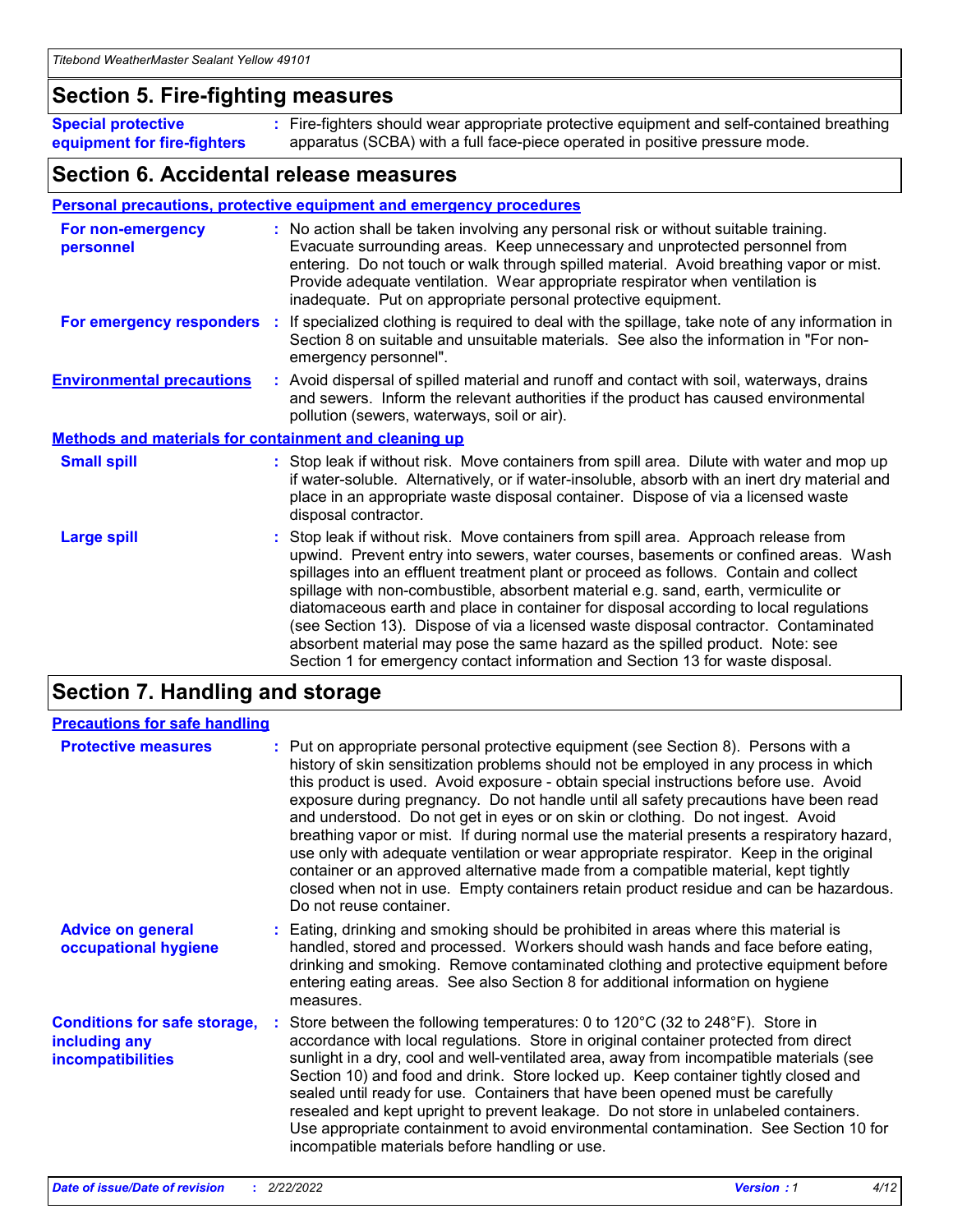## Section 5. Fire-fighting measures

**Special protective equipment for fire-fighters** : Fire-fighters should wear appropriate protective equipment and self-contained breathing apparatus (SCBA) with a full face-piece operated in positive pressure mode.

## Section 6. Accidental release measures

### Personal precautions, protective equipment and emergency procedures

**For non-emergency personnel** : No action shall be taken involving any personal risk or without suitable training. Evacuate surrounding areas. Keep unnecessary and unprotected personnel from entering. Do not touch or walk through spilled material. Avoid breathing vapor or mist. Provide adequate ventilation. Wear appropriate respirator when ventilation is inadequate. Put on appropriate personal protective equipment.

**For emergency responders** : If specialized clothing is required to deal with the spillage, take note of any information in Section 8 on suitable and unsuitable materials. See also the information in "For non-emergency personnel".

**Environmental precautions** : Avoid dispersal of spilled material and runoff and contact with soil, waterways, drains and sewers. Inform the relevant authorities if the product has caused environmental pollution (sewers, waterways, soil or air).

### Methods and materials for containment and cleaning up

**Small spill** : Stop leak if without risk. Move containers from spill area. Dilute with water and mop up if water-soluble. Alternatively, or if water-insoluble, absorb with an inert dry material and place in an appropriate waste disposal container. Dispose of via a licensed waste disposal contractor.

**Large spill** : Stop leak if without risk. Move containers from spill area. Approach release from upwind. Prevent entry into sewers, water courses, basements or confined areas. Wash spillages into an effluent treatment plant or proceed as follows. Contain and collect spillage with non-combustible, absorbent material e.g. sand, earth, vermiculite or diatomaceous earth and place in container for disposal according to local regulations (see Section 13). Dispose of via a licensed waste disposal contractor. Contaminated absorbent material may pose the same hazard as the spilled product. Note: see Section 1 for emergency contact information and Section 13 for waste disposal.

## Section 7. Handling and storage

### Precautions for safe handling

**Protective measures** : Put on appropriate personal protective equipment (see Section 8). Persons with a history of skin sensitization problems should not be employed in any process in which this product is used. Avoid exposure - obtain special instructions before use. Avoid exposure during pregnancy. Do not handle until all safety precautions have been read and understood. Do not get in eyes or on skin or clothing. Do not ingest. Avoid breathing vapor or mist. If during normal use the material presents a respiratory hazard, use only with adequate ventilation or wear appropriate respirator. Keep in the original container or an approved alternative made from a compatible material, kept tightly closed when not in use. Empty containers retain product residue and can be hazardous. Do not reuse container.

**Advice on general occupational hygiene** : Eating, drinking and smoking should be prohibited in areas where this material is handled, stored and processed. Workers should wash hands and face before eating, drinking and smoking. Remove contaminated clothing and protective equipment before entering eating areas. See also Section 8 for additional information on hygiene measures.

**Conditions for safe storage, including any incompatibilities** : Store between the following temperatures: 0 to 120°C (32 to 248°F). Store in accordance with local regulations. Store in original container protected from direct sunlight in a dry, cool and well-ventilated area, away from incompatible materials (see Section 10) and food and drink. Store locked up. Keep container tightly closed and sealed until ready for use. Containers that have been opened must be carefully resealed and kept upright to prevent leakage. Do not store in unlabeled containers. Use appropriate containment to avoid environmental contamination. See Section 10 for incompatible materials before handling or use.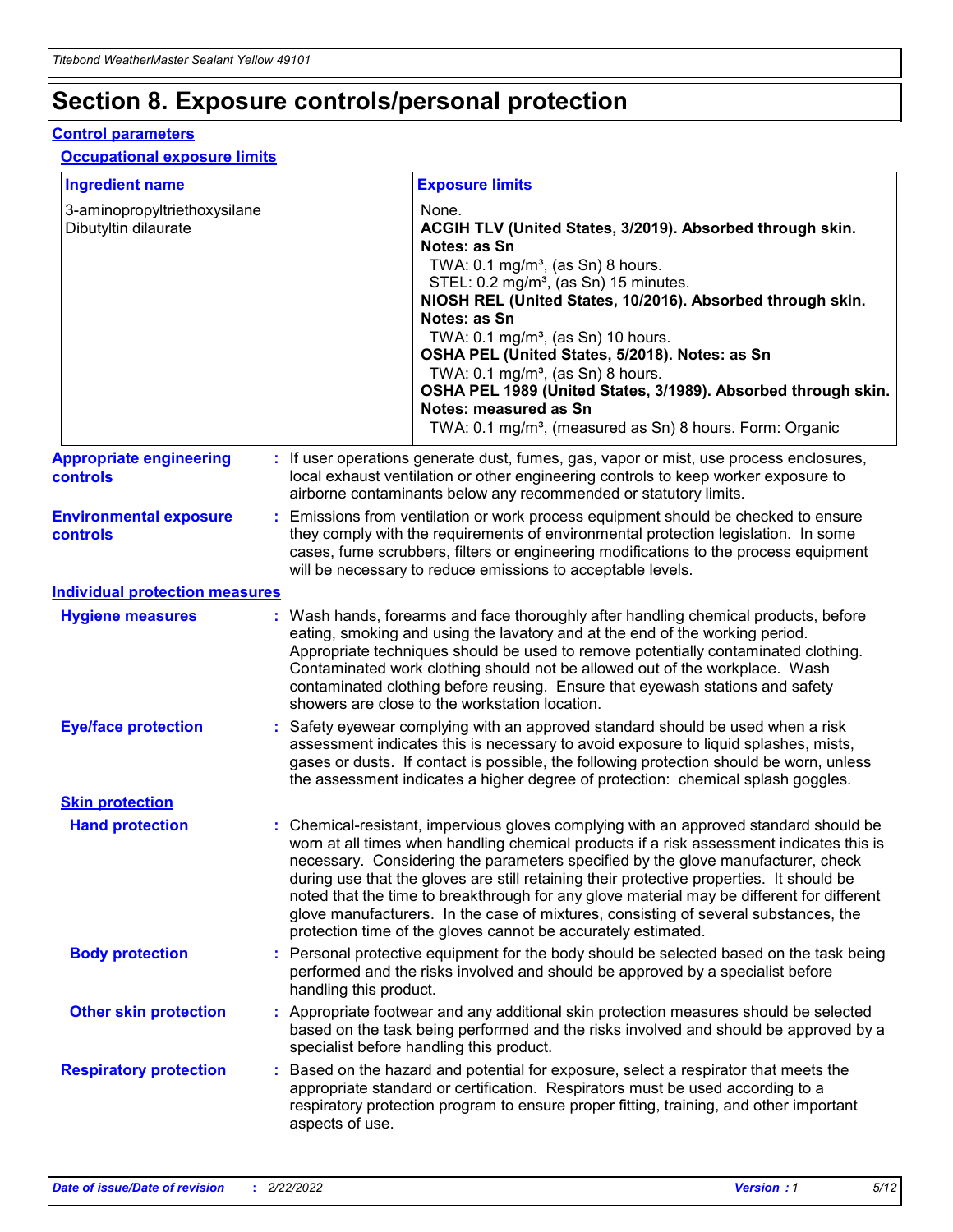# Section 8. Exposure controls/personal protection

## Control parameters

### Occupational exposure limits

| Ingredient name | Exposure limits |
| --- | --- |
| 3-aminopropyltriethoxysilane<br>Dibutyltin dilaurate | None.<br>**ACGIH TLV (United States, 3/2019). Absorbed through skin. Notes: as Sn**<br>TWA: 0.1 mg/m³, (as Sn) 8 hours.<br>STEL: 0.2 mg/m³, (as Sn) 15 minutes.<br>**NIOSH REL (United States, 10/2016). Absorbed through skin. Notes: as Sn**<br>TWA: 0.1 mg/m³, (as Sn) 10 hours.<br>**OSHA PEL (United States, 5/2018). Notes: as Sn**<br>TWA: 0.1 mg/m³, (as Sn) 8 hours.<br>**OSHA PEL 1989 (United States, 3/1989). Absorbed through skin. Notes: measured as Sn**<br>TWA: 0.1 mg/m³, (measured as Sn) 8 hours. Form: Organic |

**Appropriate engineering controls** : If user operations generate dust, fumes, gas, vapor or mist, use process enclosures, local exhaust ventilation or other engineering controls to keep worker exposure to airborne contaminants below any recommended or statutory limits.

**Environmental exposure controls** : Emissions from ventilation or work process equipment should be checked to ensure they comply with the requirements of environmental protection legislation. In some cases, fume scrubbers, filters or engineering modifications to the process equipment will be necessary to reduce emissions to acceptable levels.

## Individual protection measures

**Hygiene measures** : Wash hands, forearms and face thoroughly after handling chemical products, before eating, smoking and using the lavatory and at the end of the working period. Appropriate techniques should be used to remove potentially contaminated clothing. Contaminated work clothing should not be allowed out of the workplace. Wash contaminated clothing before reusing. Ensure that eyewash stations and safety showers are close to the workstation location.

**Eye/face protection** : Safety eyewear complying with an approved standard should be used when a risk assessment indicates this is necessary to avoid exposure to liquid splashes, mists, gases or dusts. If contact is possible, the following protection should be worn, unless the assessment indicates a higher degree of protection: chemical splash goggles.

### Skin protection

**Hand protection** : Chemical-resistant, impervious gloves complying with an approved standard should be worn at all times when handling chemical products if a risk assessment indicates this is necessary. Considering the parameters specified by the glove manufacturer, check during use that the gloves are still retaining their protective properties. It should be noted that the time to breakthrough for any glove material may be different for different glove manufacturers. In the case of mixtures, consisting of several substances, the protection time of the gloves cannot be accurately estimated.

**Body protection** : Personal protective equipment for the body should be selected based on the task being performed and the risks involved and should be approved by a specialist before handling this product.

**Other skin protection** : Appropriate footwear and any additional skin protection measures should be selected based on the task being performed and the risks involved and should be approved by a specialist before handling this product.

**Respiratory protection** : Based on the hazard and potential for exposure, select a respirator that meets the appropriate standard or certification. Respirators must be used according to a respiratory protection program to ensure proper fitting, training, and other important aspects of use.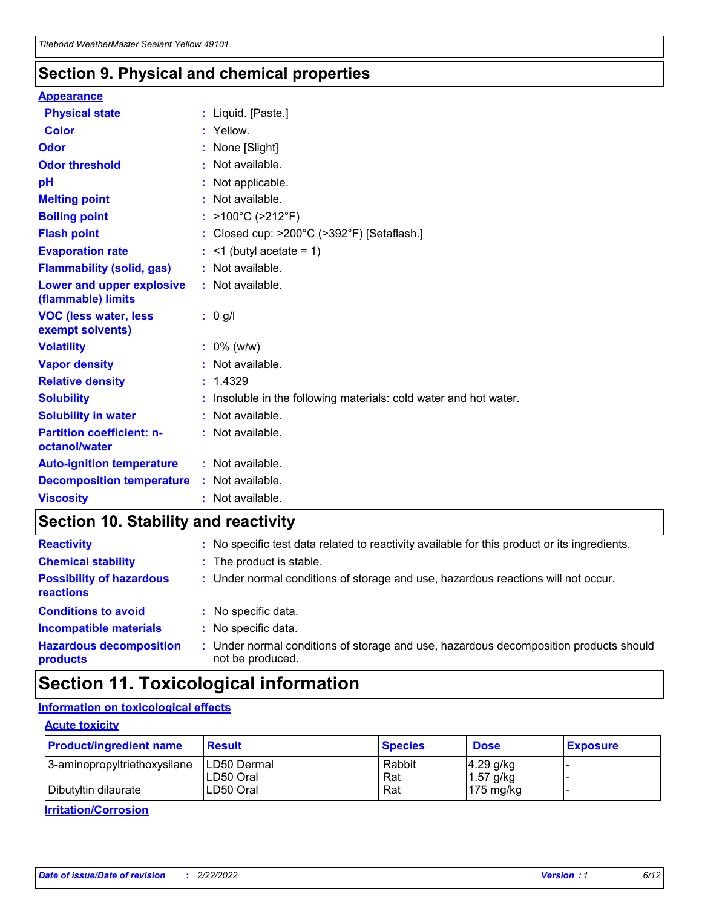## Section 9. Physical and chemical properties

**Appearance**

| | | |
|---|---|---|
| **Physical state** | : | Liquid. [Paste.] |
| **Color** | : | Yellow. |
| **Odor** | : | None [Slight] |
| **Odor threshold** | : | Not available. |
| **pH** | : | Not applicable. |
| **Melting point** | : | Not available. |
| **Boiling point** | : | >100°C (>212°F) |
| **Flash point** | : | Closed cup: >200°C (>392°F) [Setaflash.] |
| **Evaporation rate** | : | <1 (butyl acetate = 1) |
| **Flammability (solid, gas)** | : | Not available. |
| **Lower and upper explosive (flammable) limits** | : | Not available. |
| **VOC (less water, less exempt solvents)** | : | 0 g/l |
| **Volatility** | : | 0% (w/w) |
| **Vapor density** | : | Not available. |
| **Relative density** | : | 1.4329 |
| **Solubility** | : | Insoluble in the following materials: cold water and hot water. |
| **Solubility in water** | : | Not available. |
| **Partition coefficient: n-octanol/water** | : | Not available. |
| **Auto-ignition temperature** | : | Not available. |
| **Decomposition temperature** | : | Not available. |
| **Viscosity** | : | Not available. |

## Section 10. Stability and reactivity

| | | |
|---|---|---|
| **Reactivity** | : | No specific test data related to reactivity available for this product or its ingredients. |
| **Chemical stability** | : | The product is stable. |
| **Possibility of hazardous reactions** | : | Under normal conditions of storage and use, hazardous reactions will not occur. |
| **Conditions to avoid** | : | No specific data. |
| **Incompatible materials** | : | No specific data. |
| **Hazardous decomposition products** | : | Under normal conditions of storage and use, hazardous decomposition products should not be produced. |

## Section 11. Toxicological information

**Information on toxicological effects**

**Acute toxicity**

| Product/ingredient name | Result | Species | Dose | Exposure |
|---|---|---|---|---|
| 3-aminopropyltriethoxysilane | LD50 Dermal | Rabbit | 4.29 g/kg | - |
| | LD50 Oral | Rat | 1.57 g/kg | - |
| Dibutyltin dilaurate | LD50 Oral | Rat | 175 mg/kg | - |

**Irritation/Corrosion**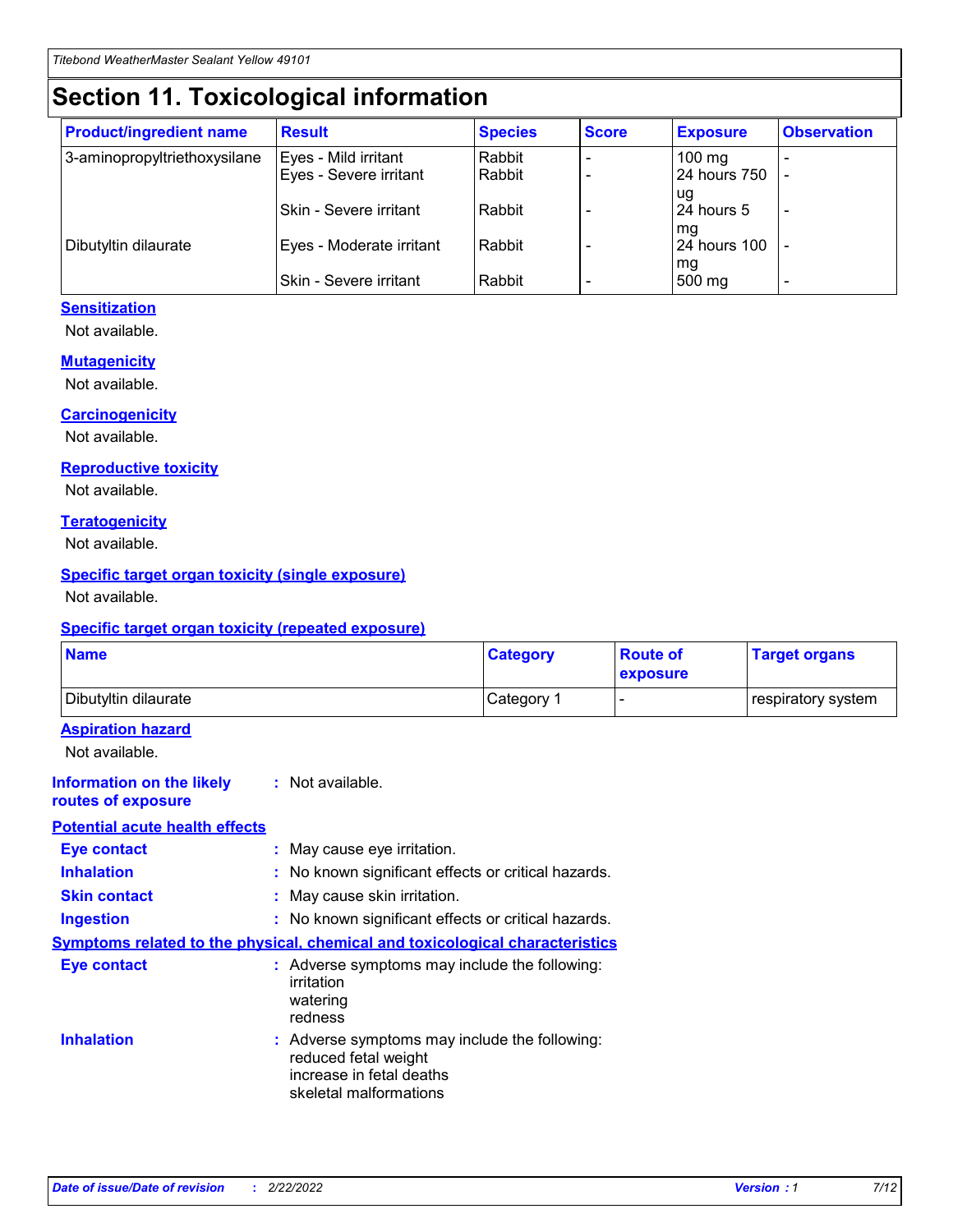# Section 11. Toxicological information

| Product/ingredient name | Result | Species | Score | Exposure | Observation |
|---|---|---|---|---|---|
| 3-aminopropyltriethoxysilane | Eyes - Mild irritant | Rabbit | - | 100 mg | - |
| | Eyes - Severe irritant | Rabbit | - | 24 hours 750 ug | - |
| | Skin - Severe irritant | Rabbit | - | 24 hours 5 mg | - |
| Dibutyltin dilaurate | Eyes - Moderate irritant | Rabbit | - | 24 hours 100 mg | - |
| | Skin - Severe irritant | Rabbit | - | 500 mg | - |

### Sensitization

Not available.

### Mutagenicity

Not available.

### Carcinogenicity

Not available.

### Reproductive toxicity

Not available.

### Teratogenicity

Not available.

### Specific target organ toxicity (single exposure)

Not available.

### Specific target organ toxicity (repeated exposure)

| Name | Category | Route of exposure | Target organs |
|---|---|---|---|
| Dibutyltin dilaurate | Category 1 | - | respiratory system |

### Aspiration hazard

Not available.

**Information on the likely routes of exposure** : Not available.

### Potential acute health effects

**Eye contact** : May cause eye irritation.

**Inhalation** : No known significant effects or critical hazards.

**Skin contact** : May cause skin irritation.

**Ingestion** : No known significant effects or critical hazards.

### Symptoms related to the physical, chemical and toxicological characteristics

**Eye contact** : Adverse symptoms may include the following:
irritation
watering
redness

**Inhalation** : Adverse symptoms may include the following:
reduced fetal weight
increase in fetal deaths
skeletal malformations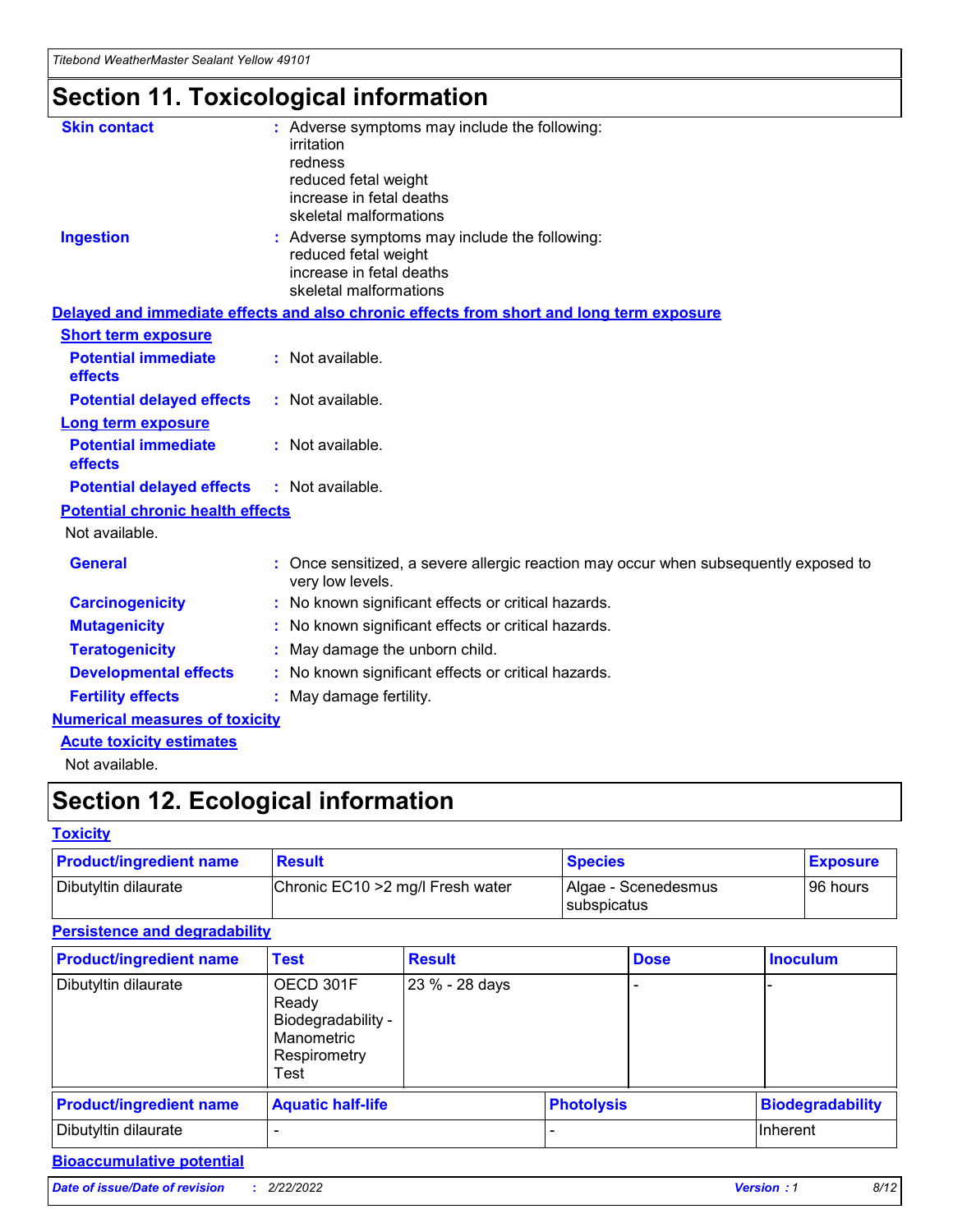# Section 11. Toxicological information

**Skin contact** : Adverse symptoms may include the following:
irritation
redness
reduced fetal weight
increase in fetal deaths
skeletal malformations

**Ingestion** : Adverse symptoms may include the following:
reduced fetal weight
increase in fetal deaths
skeletal malformations

**Delayed and immediate effects and also chronic effects from short and long term exposure**

**Short term exposure**

**Potential immediate effects** : Not available.

**Potential delayed effects** : Not available.

**Long term exposure**

**Potential immediate effects** : Not available.

**Potential delayed effects** : Not available.

**Potential chronic health effects**

Not available.

**General** : Once sensitized, a severe allergic reaction may occur when subsequently exposed to very low levels.

**Carcinogenicity** : No known significant effects or critical hazards.

**Mutagenicity** : No known significant effects or critical hazards.

**Teratogenicity** : May damage the unborn child.

**Developmental effects** : No known significant effects or critical hazards.

**Fertility effects** : May damage fertility.

**Numerical measures of toxicity**

**Acute toxicity estimates**

Not available.

# Section 12. Ecological information

**Toxicity**

| Product/ingredient name | Result | Species | Exposure |
|---|---|---|---|
| Dibutyltin dilaurate | Chronic EC10 >2 mg/l Fresh water | Algae - Scenedesmus subspicatus | 96 hours |

**Persistence and degradability**

| Product/ingredient name | Test | Result | Dose | Inoculum |
|---|---|---|---|---|
| Dibutyltin dilaurate | OECD 301F Ready Biodegradability - Manometric Respirometry Test | 23 % - 28 days | - | - |

| Product/ingredient name | Aquatic half-life | Photolysis | Biodegradability |
|---|---|---|---|
| Dibutyltin dilaurate | - | - | Inherent |

**Bioaccumulative potential**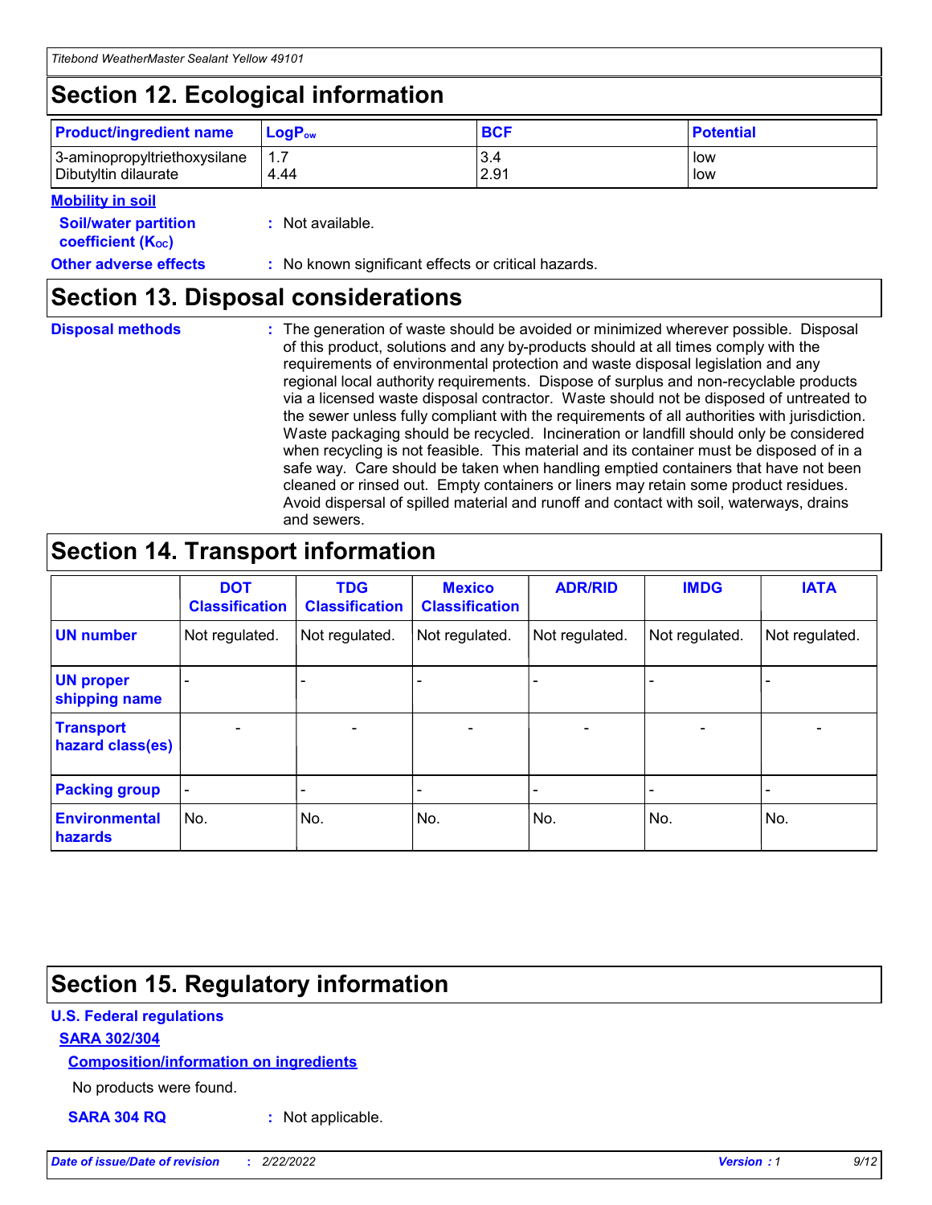## Section 12. Ecological information

| Product/ingredient name | $LogP_{ow}$ | BCF | Potential |
|---|---|---|---|
| 3-aminopropyltriethoxysilane | 1.7 | 3.4 | low |
| Dibutyltin dilaurate | 4.44 | 2.91 | low |

**Mobility in soil**

**Soil/water partition coefficient ($K_{OC}$)** : Not available.

**Other adverse effects** : No known significant effects or critical hazards.

## Section 13. Disposal considerations

**Disposal methods** : The generation of waste should be avoided or minimized wherever possible. Disposal of this product, solutions and any by-products should at all times comply with the requirements of environmental protection and waste disposal legislation and any regional local authority requirements. Dispose of surplus and non-recyclable products via a licensed waste disposal contractor. Waste should not be disposed of untreated to the sewer unless fully compliant with the requirements of all authorities with jurisdiction. Waste packaging should be recycled. Incineration or landfill should only be considered when recycling is not feasible. This material and its container must be disposed of in a safe way. Care should be taken when handling emptied containers that have not been cleaned or rinsed out. Empty containers or liners may retain some product residues. Avoid dispersal of spilled material and runoff and contact with soil, waterways, drains and sewers.

## Section 14. Transport information

| | DOT Classification | TDG Classification | Mexico Classification | ADR/RID | IMDG | IATA |
|---|---|---|---|---|---|---|
| UN number | Not regulated. | Not regulated. | Not regulated. | Not regulated. | Not regulated. | Not regulated. |
| UN proper shipping name | - | - | - | - | - | - |
| Transport hazard class(es) | - | - | - | - | - | - |
| Packing group | - | - | - | - | - | - |
| Environmental hazards | No. | No. | No. | No. | No. | No. |

## Section 15. Regulatory information

**U.S. Federal regulations**

**SARA 302/304**

**Composition/information on ingredients**

No products were found.

**SARA 304 RQ** : Not applicable.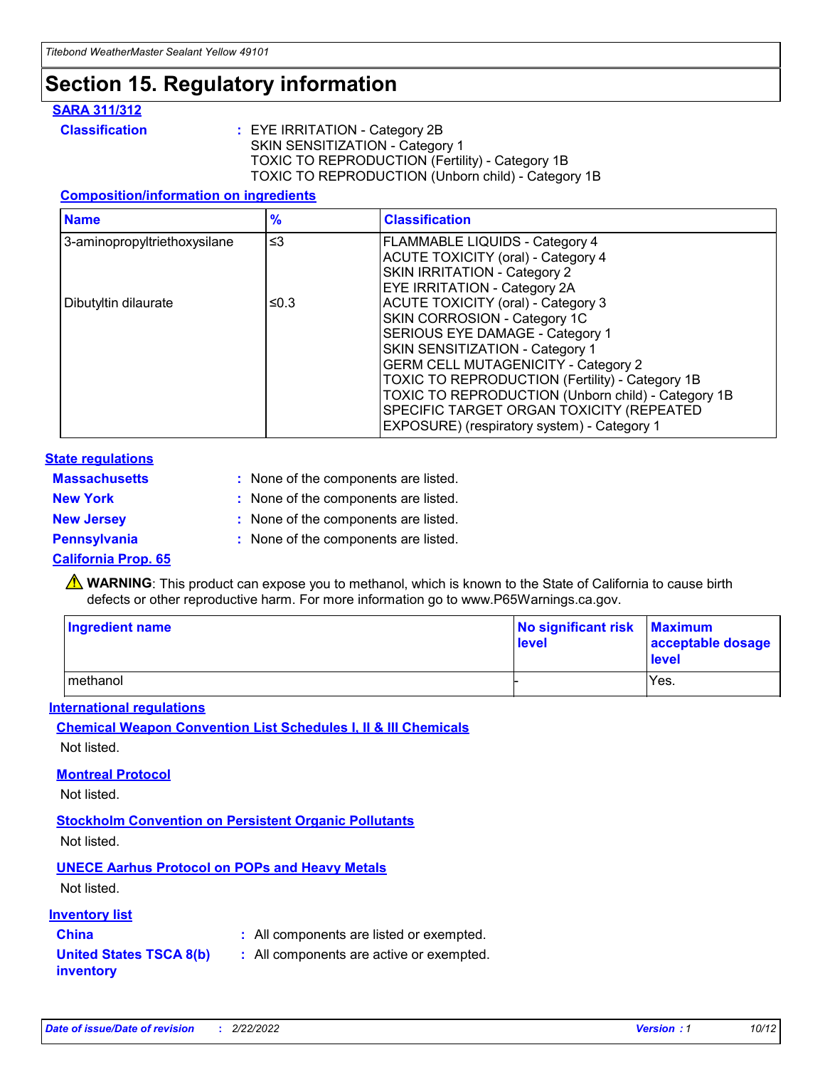# Section 15. Regulatory information

## SARA 311/312

**Classification** : EYE IRRITATION - Category 2B
SKIN SENSITIZATION - Category 1
TOXIC TO REPRODUCTION (Fertility) - Category 1B
TOXIC TO REPRODUCTION (Unborn child) - Category 1B

### Composition/information on ingredients

| Name | % | Classification |
| --- | --- | --- |
| 3-aminopropyltriethoxysilane | ≤3 | FLAMMABLE LIQUIDS - Category 4<br>ACUTE TOXICITY (oral) - Category 4<br>SKIN IRRITATION - Category 2<br>EYE IRRITATION - Category 2A |
| Dibutyltin dilaurate | ≤0.3 | ACUTE TOXICITY (oral) - Category 3<br>SKIN CORROSION - Category 1C<br>SERIOUS EYE DAMAGE - Category 1<br>SKIN SENSITIZATION - Category 1<br>GERM CELL MUTAGENICITY - Category 2<br>TOXIC TO REPRODUCTION (Fertility) - Category 1B<br>TOXIC TO REPRODUCTION (Unborn child) - Category 1B<br>SPECIFIC TARGET ORGAN TOXICITY (REPEATED EXPOSURE) (respiratory system) - Category 1 |

## State regulations

**Massachusetts** : None of the components are listed.
**New York** : None of the components are listed.
**New Jersey** : None of the components are listed.
**Pennsylvania** : None of the components are listed.

### California Prop. 65

⚠ **WARNING**: This product can expose you to methanol, which is known to the State of California to cause birth defects or other reproductive harm. For more information go to www.P65Warnings.ca.gov.

| Ingredient name | No significant risk level | Maximum acceptable dosage level |
| --- | --- | --- |
| methanol | - | Yes. |

## International regulations

### Chemical Weapon Convention List Schedules I, II & III Chemicals

Not listed.

### Montreal Protocol

Not listed.

### Stockholm Convention on Persistent Organic Pollutants

Not listed.

### UNECE Aarhus Protocol on POPs and Heavy Metals

Not listed.

## Inventory list

**China** : All components are listed or exempted.
**United States TSCA 8(b) inventory** : All components are active or exempted.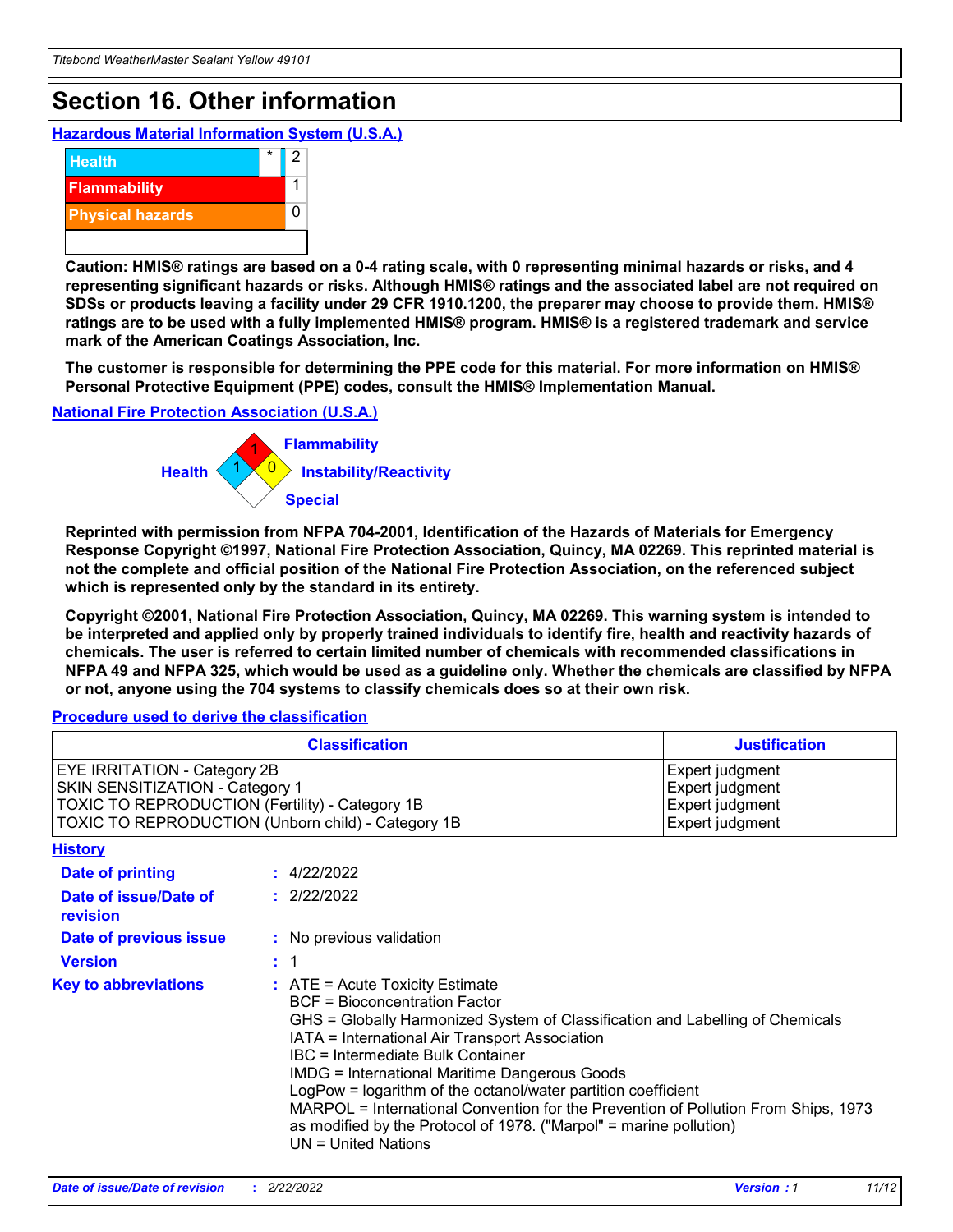# Section 16. Other information

### Hazardous Material Information System (U.S.A.)

| | | |
|---|---|---|
| Health | * | 2 |
| Flammability | | 1 |
| Physical hazards | | 0 |

**Caution: HMIS® ratings are based on a 0-4 rating scale, with 0 representing minimal hazards or risks, and 4 representing significant hazards or risks. Although HMIS® ratings and the associated label are not required on SDSs or products leaving a facility under 29 CFR 1910.1200, the preparer may choose to provide them. HMIS® ratings are to be used with a fully implemented HMIS® program. HMIS® is a registered trademark and service mark of the American Coatings Association, Inc.**

**The customer is responsible for determining the PPE code for this material. For more information on HMIS® Personal Protective Equipment (PPE) codes, consult the HMIS® Implementation Manual.**

### National Fire Protection Association (U.S.A.)

Health: 1
Flammability: 1
Instability/Reactivity: 0
Special:

**Reprinted with permission from NFPA 704-2001, Identification of the Hazards of Materials for Emergency Response Copyright ©1997, National Fire Protection Association, Quincy, MA 02269. This reprinted material is not the complete and official position of the National Fire Protection Association, on the referenced subject which is represented only by the standard in its entirety.**

**Copyright ©2001, National Fire Protection Association, Quincy, MA 02269. This warning system is intended to be interpreted and applied only by properly trained individuals to identify fire, health and reactivity hazards of chemicals. The user is referred to certain limited number of chemicals with recommended classifications in NFPA 49 and NFPA 325, which would be used as a guideline only. Whether the chemicals are classified by NFPA or not, anyone using the 704 systems to classify chemicals does so at their own risk.**

### Procedure used to derive the classification

| Classification | Justification |
|---|---|
| EYE IRRITATION - Category 2B | Expert judgment |
| SKIN SENSITIZATION - Category 1 | Expert judgment |
| TOXIC TO REPRODUCTION (Fertility) - Category 1B | Expert judgment |
| TOXIC TO REPRODUCTION (Unborn child) - Category 1B | Expert judgment |

### History

**Date of printing** : 4/22/2022

**Date of issue/Date of revision** : 2/22/2022

**Date of previous issue** : No previous validation

**Version** : 1

**Key to abbreviations** :
ATE = Acute Toxicity Estimate
BCF = Bioconcentration Factor
GHS = Globally Harmonized System of Classification and Labelling of Chemicals
IATA = International Air Transport Association
IBC = Intermediate Bulk Container
IMDG = International Maritime Dangerous Goods
LogPow = logarithm of the octanol/water partition coefficient
MARPOL = International Convention for the Prevention of Pollution From Ships, 1973 as modified by the Protocol of 1978. ("Marpol" = marine pollution)
UN = United Nations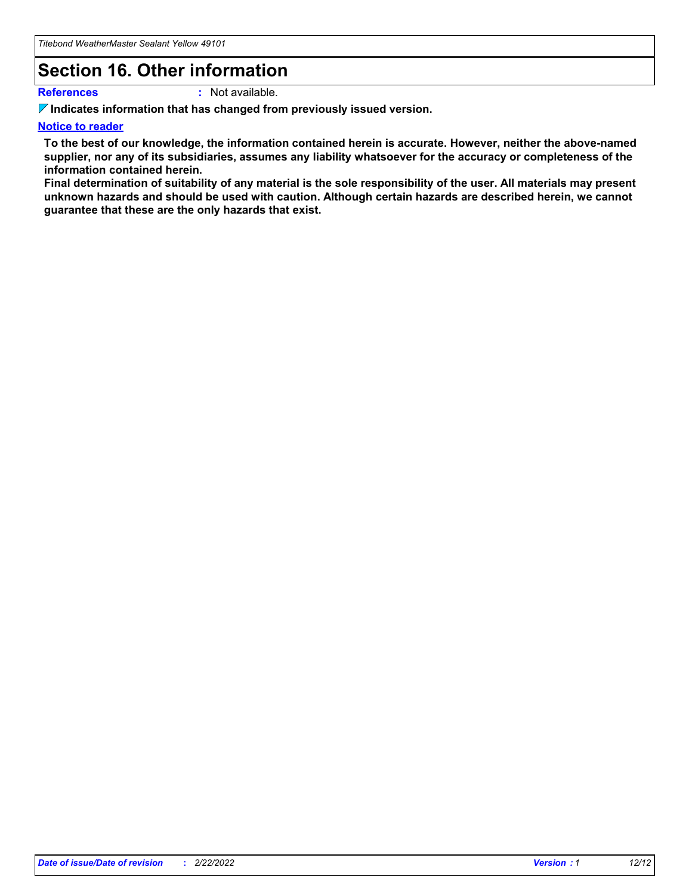# Section 16. Other information

**References** : Not available.

**Indicates information that has changed from previously issued version.**

**Notice to reader**

**To the best of our knowledge, the information contained herein is accurate. However, neither the above-named supplier, nor any of its subsidiaries, assumes any liability whatsoever for the accuracy or completeness of the information contained herein.**

**Final determination of suitability of any material is the sole responsibility of the user. All materials may present unknown hazards and should be used with caution. Although certain hazards are described herein, we cannot guarantee that these are the only hazards that exist.**